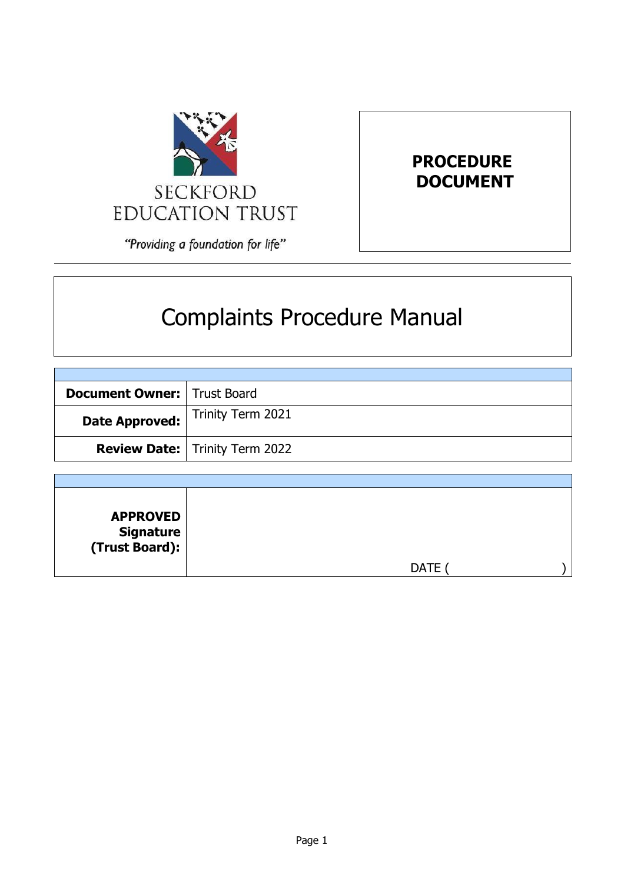SECKFORD EDUCATION TRUST

*"Providing a foundation for life"*

**PROCEDURE DOCUMENT**

# Complaints Procedure Manual

| | |
|---|---|
| **Document Owner:** | Trust Board |
| **Date Approved:** | Trinity Term 2021 |
| **Review Date:** | Trinity Term 2022 |

| | |
|---|---|
| **APPROVED Signature (Trust Board):** | DATE ( ) |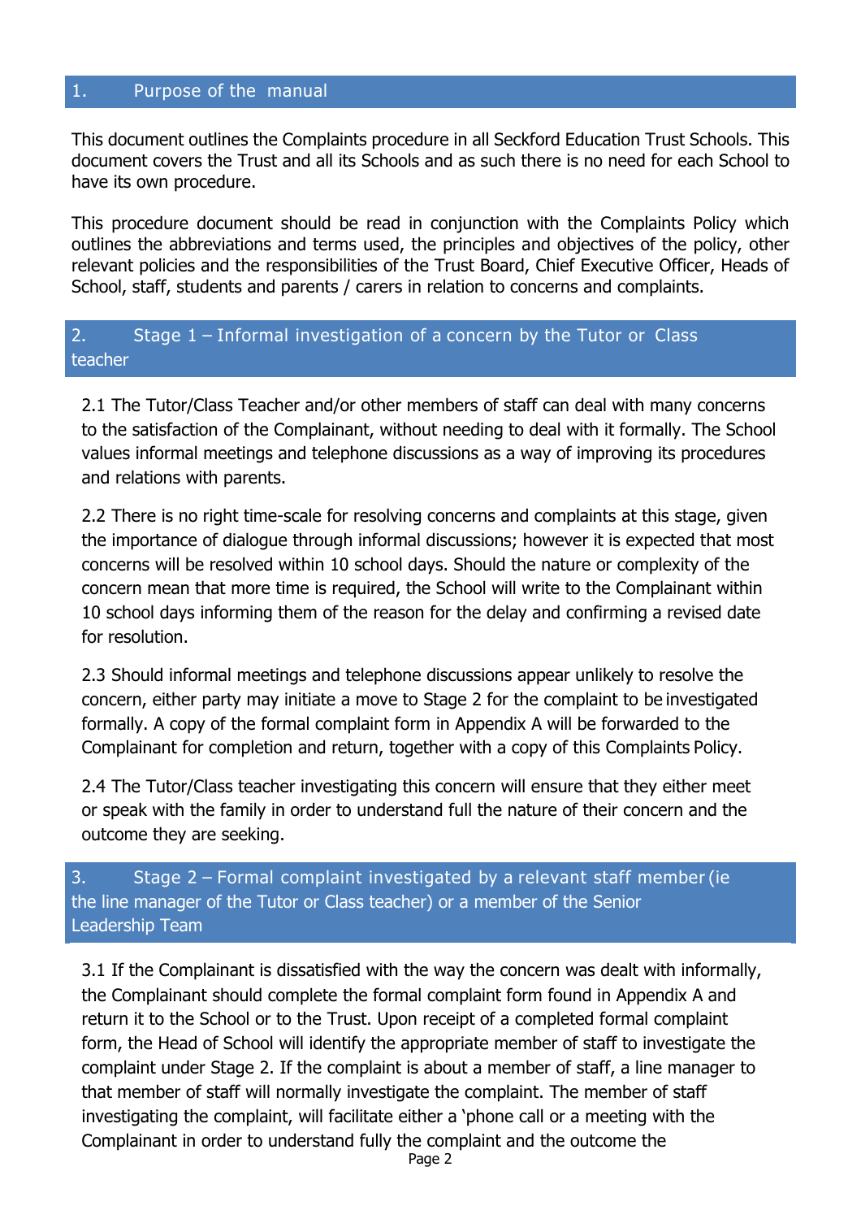## 1. Purpose of the manual

This document outlines the Complaints procedure in all Seckford Education Trust Schools. This document covers the Trust and all its Schools and as such there is no need for each School to have its own procedure.

This procedure document should be read in conjunction with the Complaints Policy which outlines the abbreviations and terms used, the principles and objectives of the policy, other relevant policies and the responsibilities of the Trust Board, Chief Executive Officer, Heads of School, staff, students and parents / carers in relation to concerns and complaints.

## 2. Stage 1 – Informal investigation of a concern by the Tutor or Class teacher

2.1 The Tutor/Class Teacher and/or other members of staff can deal with many concerns to the satisfaction of the Complainant, without needing to deal with it formally. The School values informal meetings and telephone discussions as a way of improving its procedures and relations with parents.

2.2 There is no right time-scale for resolving concerns and complaints at this stage, given the importance of dialogue through informal discussions; however it is expected that most concerns will be resolved within 10 school days. Should the nature or complexity of the concern mean that more time is required, the School will write to the Complainant within 10 school days informing them of the reason for the delay and confirming a revised date for resolution.

2.3 Should informal meetings and telephone discussions appear unlikely to resolve the concern, either party may initiate a move to Stage 2 for the complaint to be investigated formally. A copy of the formal complaint form in Appendix A will be forwarded to the Complainant for completion and return, together with a copy of this Complaints Policy.

2.4 The Tutor/Class teacher investigating this concern will ensure that they either meet or speak with the family in order to understand full the nature of their concern and the outcome they are seeking.

## 3. Stage 2 – Formal complaint investigated by a relevant staff member (ie the line manager of the Tutor or Class teacher) or a member of the Senior Leadership Team

3.1 If the Complainant is dissatisfied with the way the concern was dealt with informally, the Complainant should complete the formal complaint form found in Appendix A and return it to the School or to the Trust. Upon receipt of a completed formal complaint form, the Head of School will identify the appropriate member of staff to investigate the complaint under Stage 2. If the complaint is about a member of staff, a line manager to that member of staff will normally investigate the complaint. The member of staff investigating the complaint, will facilitate either a 'phone call or a meeting with the Complainant in order to understand fully the complaint and the outcome the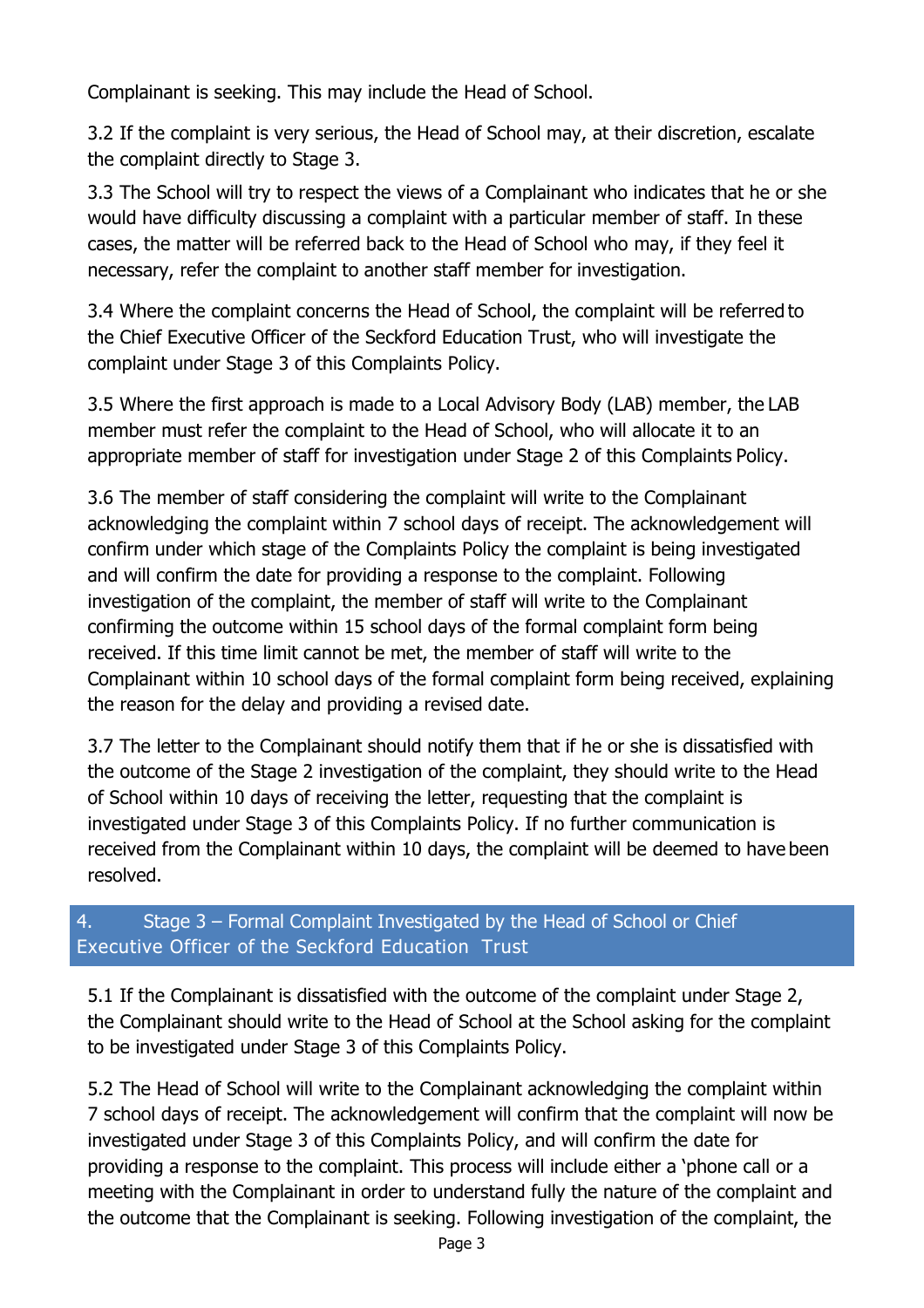Complainant is seeking. This may include the Head of School.

3.2 If the complaint is very serious, the Head of School may, at their discretion, escalate the complaint directly to Stage 3.

3.3 The School will try to respect the views of a Complainant who indicates that he or she would have difficulty discussing a complaint with a particular member of staff. In these cases, the matter will be referred back to the Head of School who may, if they feel it necessary, refer the complaint to another staff member for investigation.

3.4 Where the complaint concerns the Head of School, the complaint will be referred to the Chief Executive Officer of the Seckford Education Trust, who will investigate the complaint under Stage 3 of this Complaints Policy.

3.5 Where the first approach is made to a Local Advisory Body (LAB) member, the LAB member must refer the complaint to the Head of School, who will allocate it to an appropriate member of staff for investigation under Stage 2 of this Complaints Policy.

3.6 The member of staff considering the complaint will write to the Complainant acknowledging the complaint within 7 school days of receipt. The acknowledgement will confirm under which stage of the Complaints Policy the complaint is being investigated and will confirm the date for providing a response to the complaint. Following investigation of the complaint, the member of staff will write to the Complainant confirming the outcome within 15 school days of the formal complaint form being received. If this time limit cannot be met, the member of staff will write to the Complainant within 10 school days of the formal complaint form being received, explaining the reason for the delay and providing a revised date.

3.7 The letter to the Complainant should notify them that if he or she is dissatisfied with the outcome of the Stage 2 investigation of the complaint, they should write to the Head of School within 10 days of receiving the letter, requesting that the complaint is investigated under Stage 3 of this Complaints Policy. If no further communication is received from the Complainant within 10 days, the complaint will be deemed to have been resolved.

## 4. Stage 3 – Formal Complaint Investigated by the Head of School or Chief Executive Officer of the Seckford Education Trust

5.1 If the Complainant is dissatisfied with the outcome of the complaint under Stage 2, the Complainant should write to the Head of School at the School asking for the complaint to be investigated under Stage 3 of this Complaints Policy.

5.2 The Head of School will write to the Complainant acknowledging the complaint within 7 school days of receipt. The acknowledgement will confirm that the complaint will now be investigated under Stage 3 of this Complaints Policy, and will confirm the date for providing a response to the complaint. This process will include either a 'phone call or a meeting with the Complainant in order to understand fully the nature of the complaint and the outcome that the Complainant is seeking. Following investigation of the complaint, the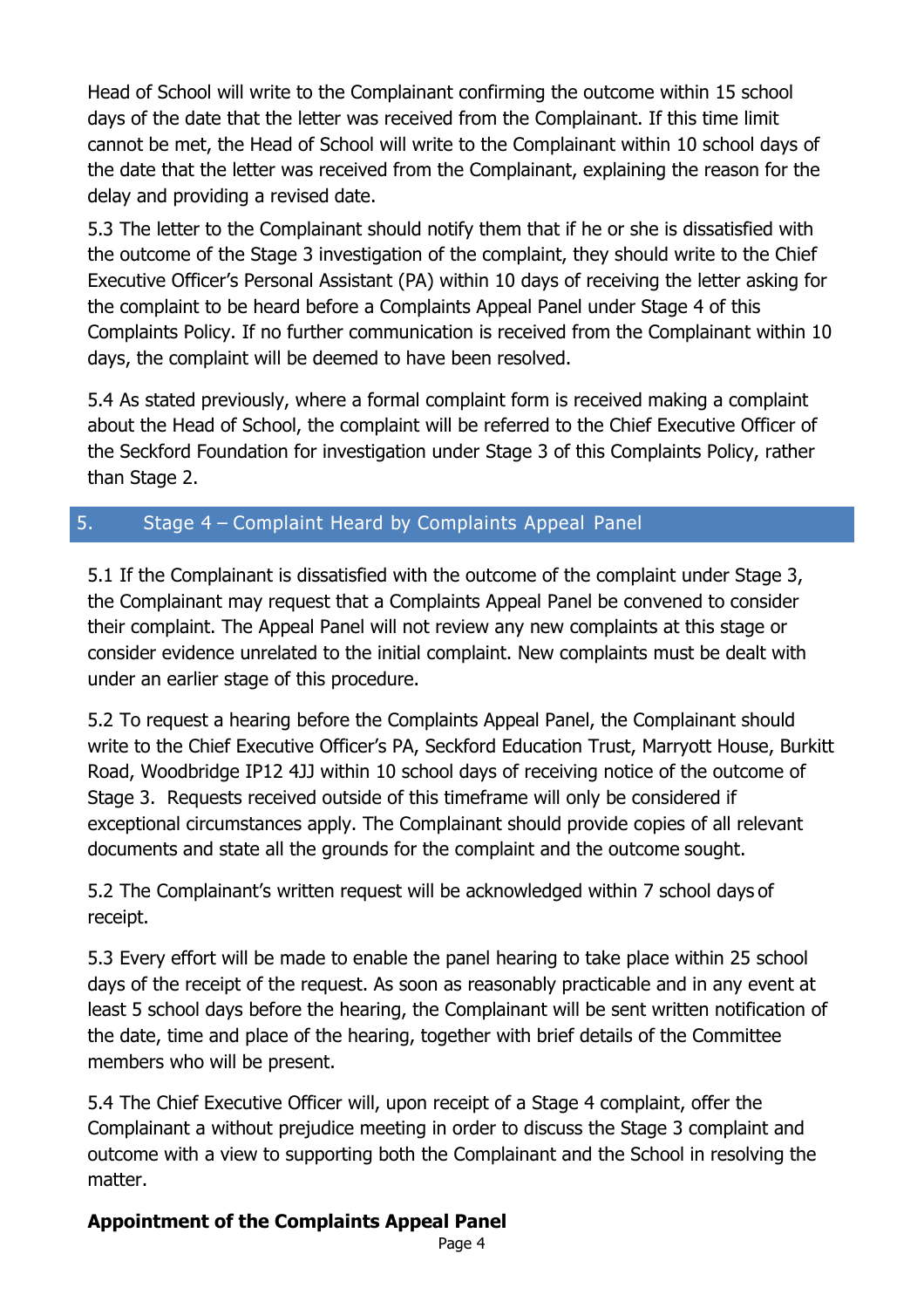Head of School will write to the Complainant confirming the outcome within 15 school days of the date that the letter was received from the Complainant. If this time limit cannot be met, the Head of School will write to the Complainant within 10 school days of the date that the letter was received from the Complainant, explaining the reason for the delay and providing a revised date.

5.3 The letter to the Complainant should notify them that if he or she is dissatisfied with the outcome of the Stage 3 investigation of the complaint, they should write to the Chief Executive Officer's Personal Assistant (PA) within 10 days of receiving the letter asking for the complaint to be heard before a Complaints Appeal Panel under Stage 4 of this Complaints Policy. If no further communication is received from the Complainant within 10 days, the complaint will be deemed to have been resolved.

5.4 As stated previously, where a formal complaint form is received making a complaint about the Head of School, the complaint will be referred to the Chief Executive Officer of the Seckford Foundation for investigation under Stage 3 of this Complaints Policy, rather than Stage 2.

## 5. Stage 4 – Complaint Heard by Complaints Appeal Panel

5.1 If the Complainant is dissatisfied with the outcome of the complaint under Stage 3, the Complainant may request that a Complaints Appeal Panel be convened to consider their complaint. The Appeal Panel will not review any new complaints at this stage or consider evidence unrelated to the initial complaint. New complaints must be dealt with under an earlier stage of this procedure.

5.2 To request a hearing before the Complaints Appeal Panel, the Complainant should write to the Chief Executive Officer's PA, Seckford Education Trust, Marryott House, Burkitt Road, Woodbridge IP12 4JJ within 10 school days of receiving notice of the outcome of Stage 3. Requests received outside of this timeframe will only be considered if exceptional circumstances apply. The Complainant should provide copies of all relevant documents and state all the grounds for the complaint and the outcome sought.

5.2 The Complainant's written request will be acknowledged within 7 school days of receipt.

5.3 Every effort will be made to enable the panel hearing to take place within 25 school days of the receipt of the request. As soon as reasonably practicable and in any event at least 5 school days before the hearing, the Complainant will be sent written notification of the date, time and place of the hearing, together with brief details of the Committee members who will be present.

5.4 The Chief Executive Officer will, upon receipt of a Stage 4 complaint, offer the Complainant a without prejudice meeting in order to discuss the Stage 3 complaint and outcome with a view to supporting both the Complainant and the School in resolving the matter.

**Appointment of the Complaints Appeal Panel**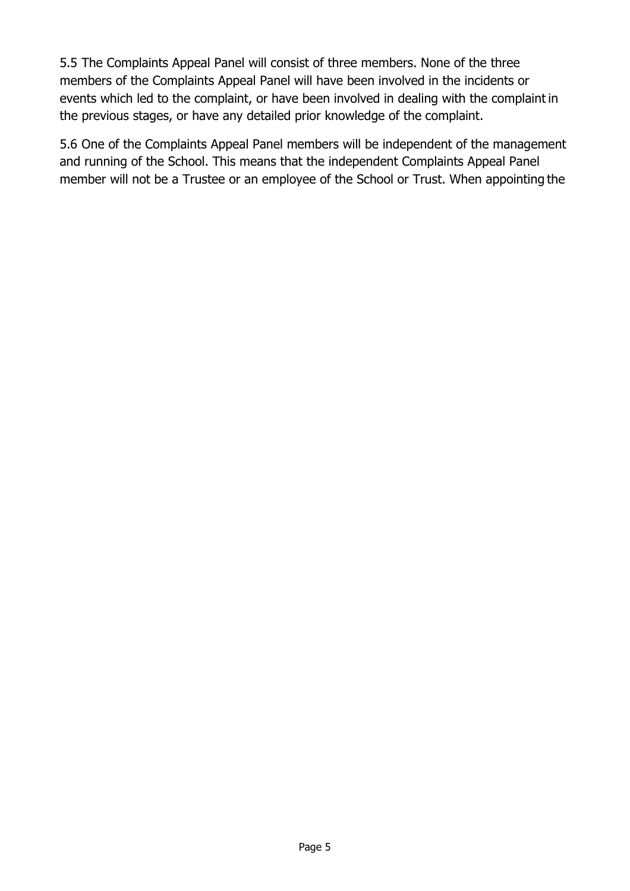5.5 The Complaints Appeal Panel will consist of three members. None of the three members of the Complaints Appeal Panel will have been involved in the incidents or events which led to the complaint, or have been involved in dealing with the complaint in the previous stages, or have any detailed prior knowledge of the complaint.

5.6 One of the Complaints Appeal Panel members will be independent of the management and running of the School. This means that the independent Complaints Appeal Panel member will not be a Trustee or an employee of the School or Trust. When appointing the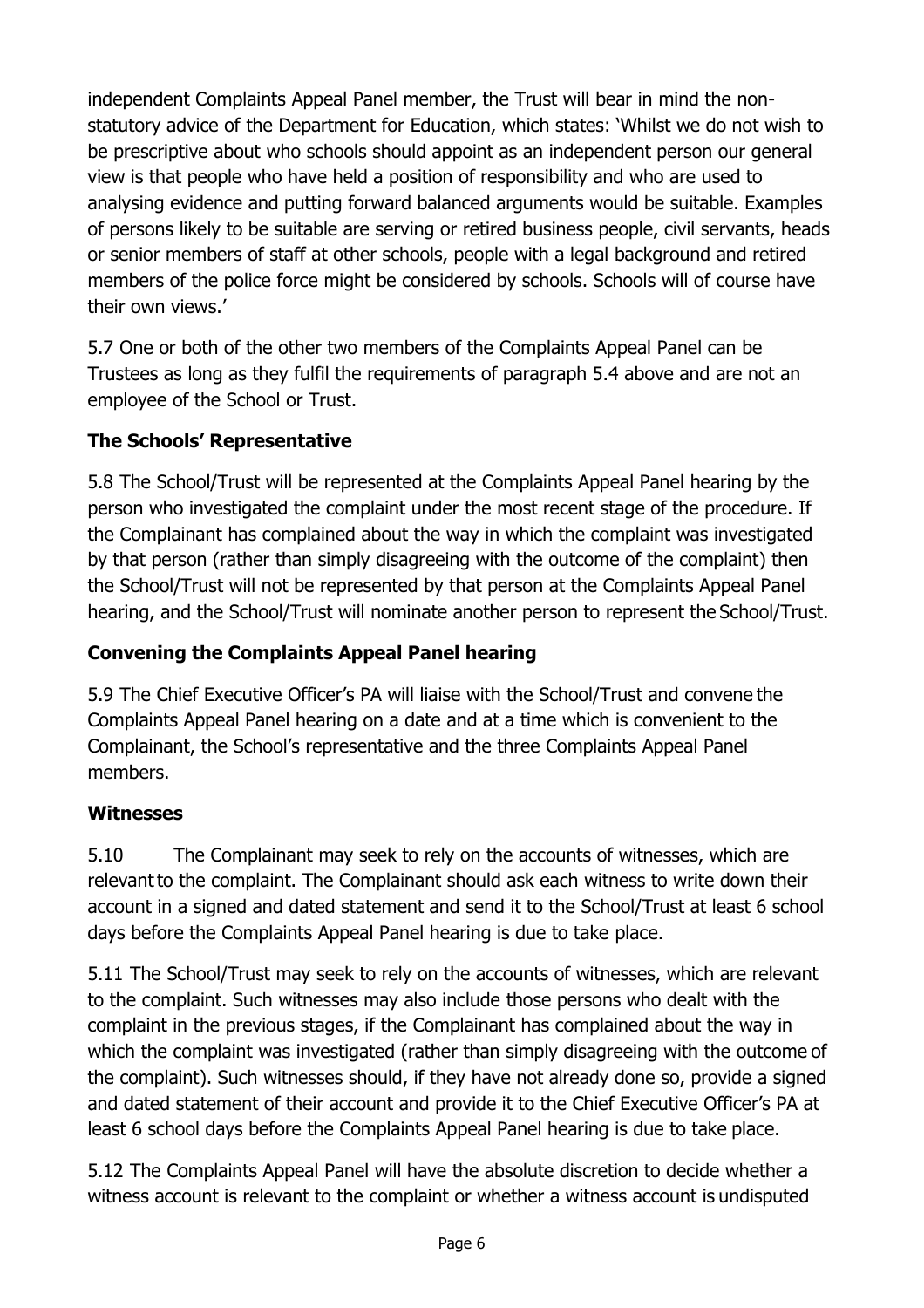independent Complaints Appeal Panel member, the Trust will bear in mind the non-statutory advice of the Department for Education, which states: 'Whilst we do not wish to be prescriptive about who schools should appoint as an independent person our general view is that people who have held a position of responsibility and who are used to analysing evidence and putting forward balanced arguments would be suitable. Examples of persons likely to be suitable are serving or retired business people, civil servants, heads or senior members of staff at other schools, people with a legal background and retired members of the police force might be considered by schools. Schools will of course have their own views.'

5.7 One or both of the other two members of the Complaints Appeal Panel can be Trustees as long as they fulfil the requirements of paragraph 5.4 above and are not an employee of the School or Trust.

**The Schools' Representative**

5.8 The School/Trust will be represented at the Complaints Appeal Panel hearing by the person who investigated the complaint under the most recent stage of the procedure. If the Complainant has complained about the way in which the complaint was investigated by that person (rather than simply disagreeing with the outcome of the complaint) then the School/Trust will not be represented by that person at the Complaints Appeal Panel hearing, and the School/Trust will nominate another person to represent the School/Trust.

**Convening the Complaints Appeal Panel hearing**

5.9 The Chief Executive Officer's PA will liaise with the School/Trust and convene the Complaints Appeal Panel hearing on a date and at a time which is convenient to the Complainant, the School's representative and the three Complaints Appeal Panel members.

**Witnesses**

5.10 The Complainant may seek to rely on the accounts of witnesses, which are relevant to the complaint. The Complainant should ask each witness to write down their account in a signed and dated statement and send it to the School/Trust at least 6 school days before the Complaints Appeal Panel hearing is due to take place.

5.11 The School/Trust may seek to rely on the accounts of witnesses, which are relevant to the complaint. Such witnesses may also include those persons who dealt with the complaint in the previous stages, if the Complainant has complained about the way in which the complaint was investigated (rather than simply disagreeing with the outcome of the complaint). Such witnesses should, if they have not already done so, provide a signed and dated statement of their account and provide it to the Chief Executive Officer's PA at least 6 school days before the Complaints Appeal Panel hearing is due to take place.

5.12 The Complaints Appeal Panel will have the absolute discretion to decide whether a witness account is relevant to the complaint or whether a witness account is undisputed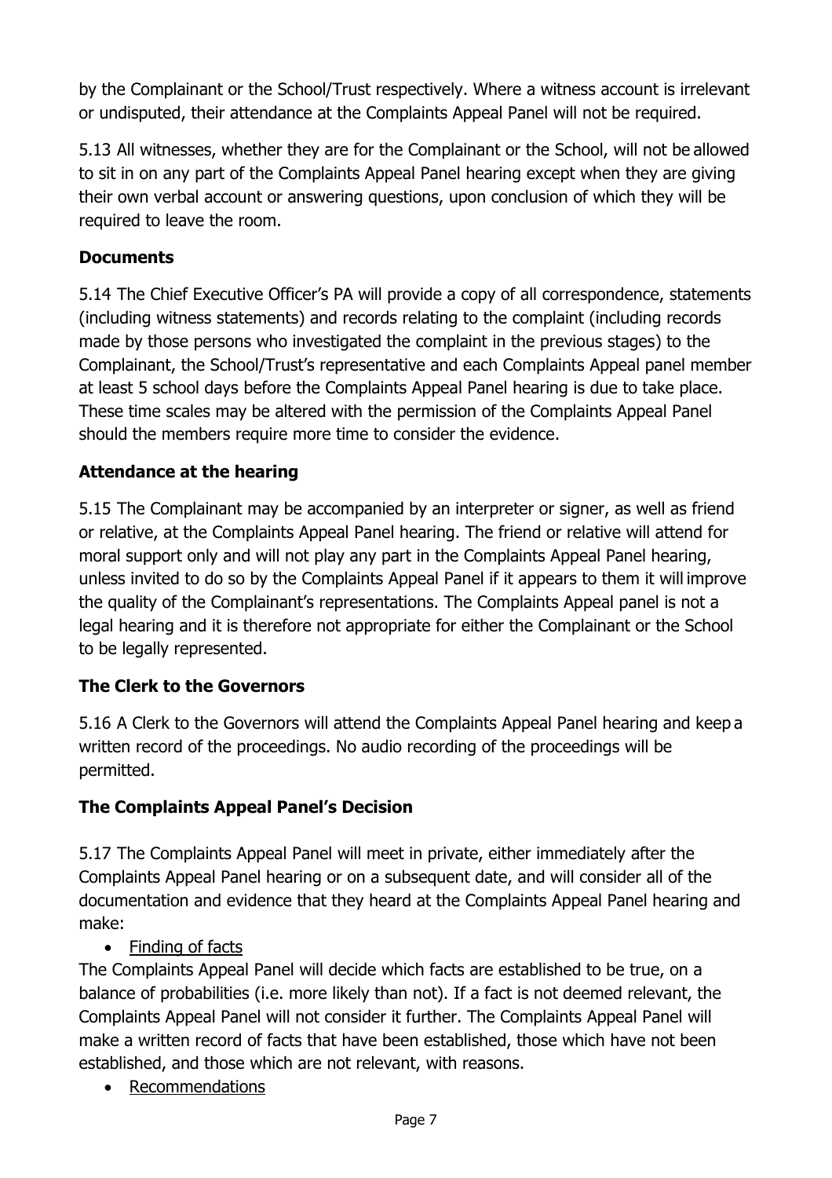by the Complainant or the School/Trust respectively. Where a witness account is irrelevant or undisputed, their attendance at the Complaints Appeal Panel will not be required.

5.13 All witnesses, whether they are for the Complainant or the School, will not be allowed to sit in on any part of the Complaints Appeal Panel hearing except when they are giving their own verbal account or answering questions, upon conclusion of which they will be required to leave the room.

**Documents**

5.14 The Chief Executive Officer's PA will provide a copy of all correspondence, statements (including witness statements) and records relating to the complaint (including records made by those persons who investigated the complaint in the previous stages) to the Complainant, the School/Trust's representative and each Complaints Appeal panel member at least 5 school days before the Complaints Appeal Panel hearing is due to take place. These time scales may be altered with the permission of the Complaints Appeal Panel should the members require more time to consider the evidence.

**Attendance at the hearing**

5.15 The Complainant may be accompanied by an interpreter or signer, as well as friend or relative, at the Complaints Appeal Panel hearing. The friend or relative will attend for moral support only and will not play any part in the Complaints Appeal Panel hearing, unless invited to do so by the Complaints Appeal Panel if it appears to them it will improve the quality of the Complainant's representations. The Complaints Appeal panel is not a legal hearing and it is therefore not appropriate for either the Complainant or the School to be legally represented.

**The Clerk to the Governors**

5.16 A Clerk to the Governors will attend the Complaints Appeal Panel hearing and keep a written record of the proceedings. No audio recording of the proceedings will be permitted.

**The Complaints Appeal Panel's Decision**

5.17 The Complaints Appeal Panel will meet in private, either immediately after the Complaints Appeal Panel hearing or on a subsequent date, and will consider all of the documentation and evidence that they heard at the Complaints Appeal Panel hearing and make:

- <u>Finding of facts</u>

The Complaints Appeal Panel will decide which facts are established to be true, on a balance of probabilities (i.e. more likely than not). If a fact is not deemed relevant, the Complaints Appeal Panel will not consider it further. The Complaints Appeal Panel will make a written record of facts that have been established, those which have not been established, and those which are not relevant, with reasons.

- <u>Recommendations</u>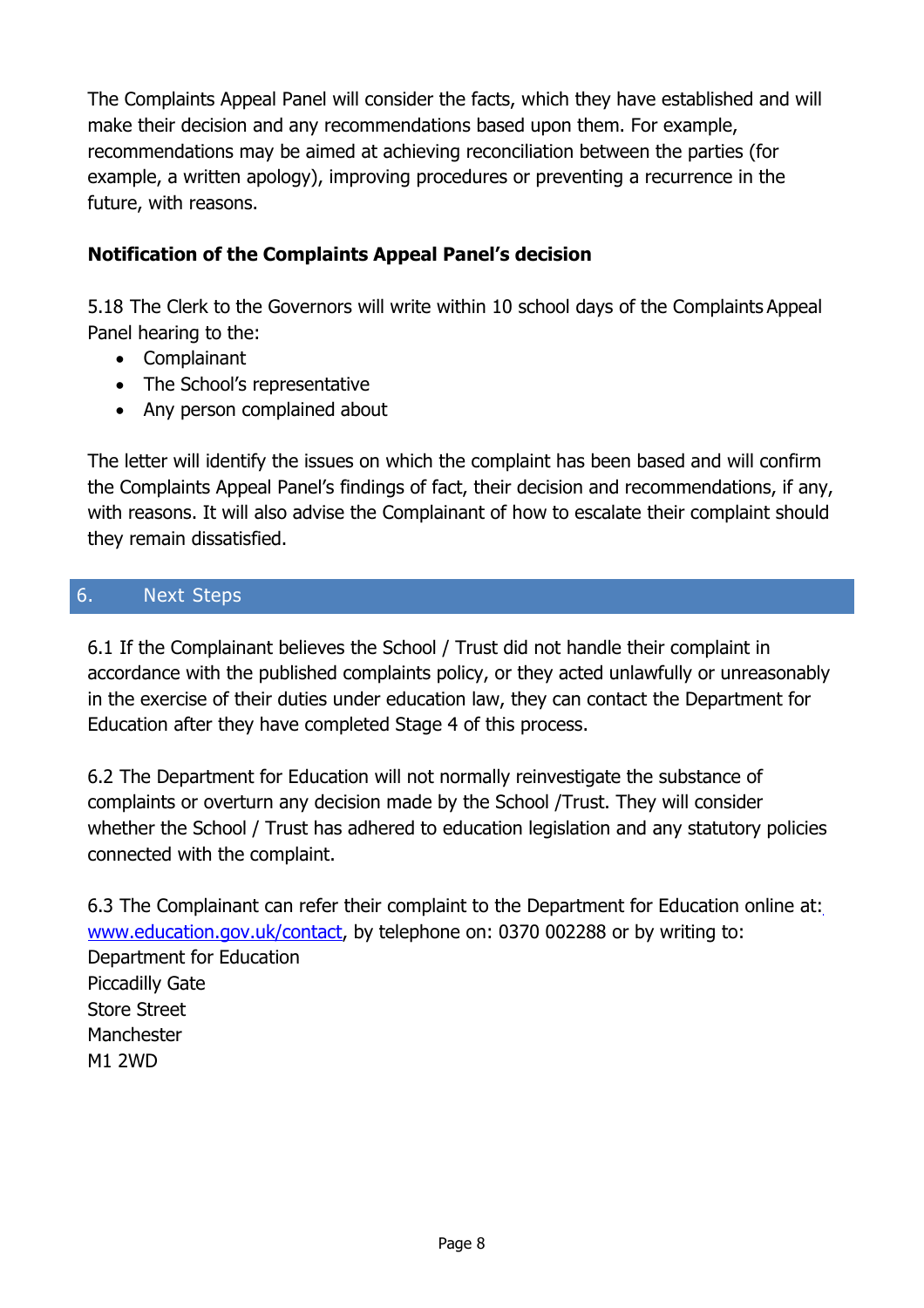The Complaints Appeal Panel will consider the facts, which they have established and will make their decision and any recommendations based upon them. For example, recommendations may be aimed at achieving reconciliation between the parties (for example, a written apology), improving procedures or preventing a recurrence in the future, with reasons.

**Notification of the Complaints Appeal Panel's decision**

5.18 The Clerk to the Governors will write within 10 school days of the Complaints Appeal Panel hearing to the:

- Complainant
- The School's representative
- Any person complained about

The letter will identify the issues on which the complaint has been based and will confirm the Complaints Appeal Panel's findings of fact, their decision and recommendations, if any, with reasons. It will also advise the Complainant of how to escalate their complaint should they remain dissatisfied.

## 6. Next Steps

6.1 If the Complainant believes the School / Trust did not handle their complaint in accordance with the published complaints policy, or they acted unlawfully or unreasonably in the exercise of their duties under education law, they can contact the Department for Education after they have completed Stage 4 of this process.

6.2 The Department for Education will not normally reinvestigate the substance of complaints or overturn any decision made by the School /Trust. They will consider whether the School / Trust has adhered to education legislation and any statutory policies connected with the complaint.

6.3 The Complainant can refer their complaint to the Department for Education online at: www.education.gov.uk/contact, by telephone on: 0370 002288 or by writing to:
Department for Education
Piccadilly Gate
Store Street
Manchester
M1 2WD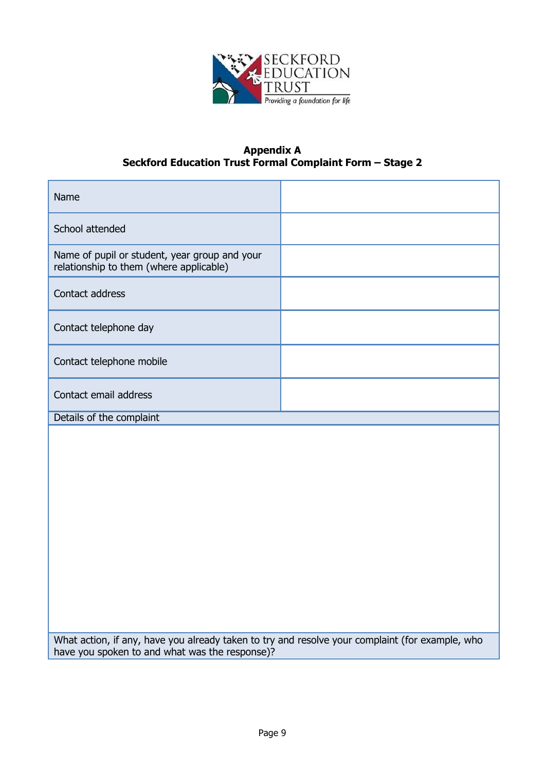**Appendix A**
**Seckford Education Trust Formal Complaint Form – Stage 2**

| | |
|---|---|
| Name | |
| School attended | |
| Name of pupil or student, year group and your relationship to them (where applicable) | |
| Contact address | |
| Contact telephone day | |
| Contact telephone mobile | |
| Contact email address | |

| Details of the complaint |
|---|
| |

| What action, if any, have you already taken to try and resolve your complaint (for example, who have you spoken to and what was the response)? |
|---|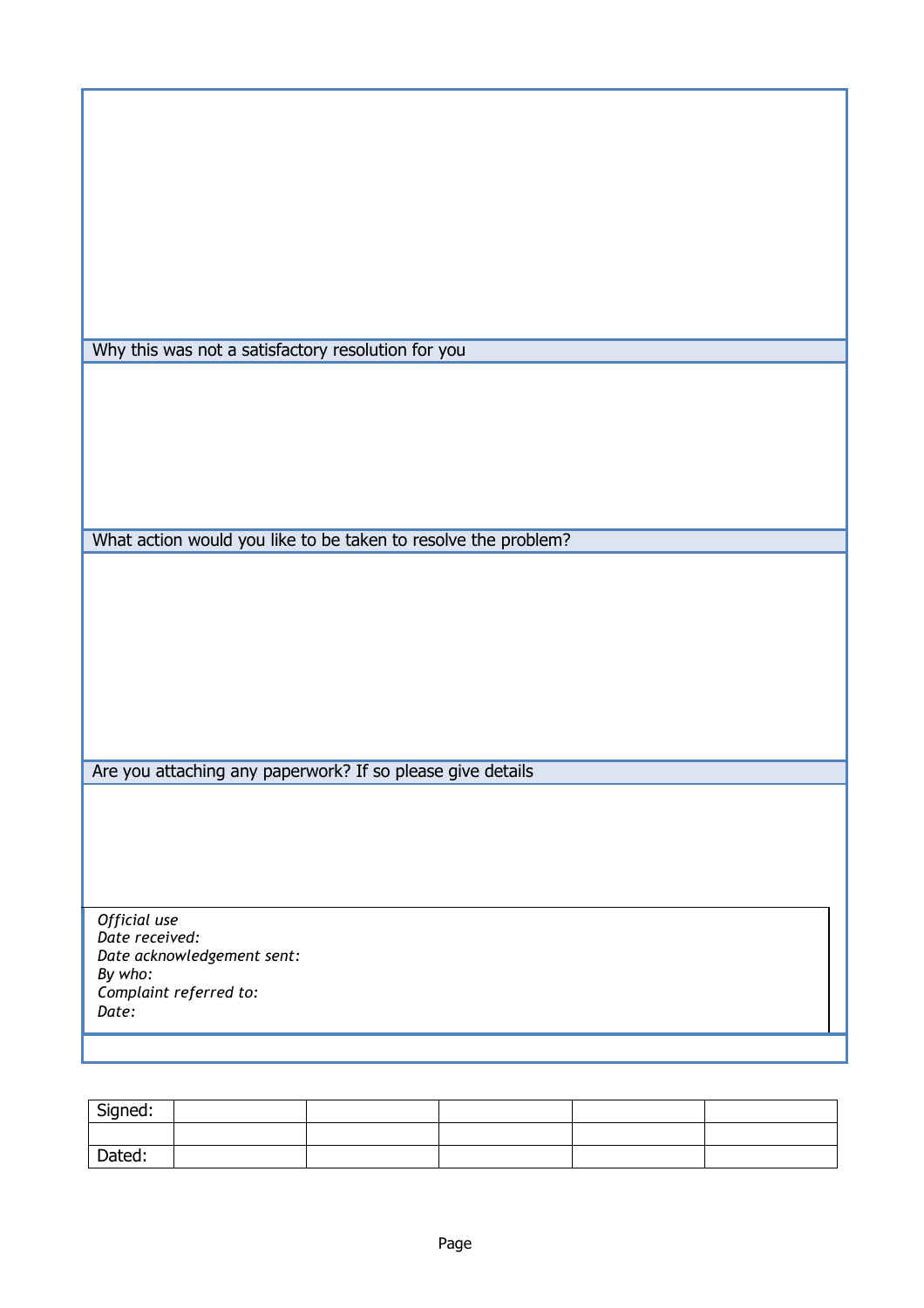Why this was not a satisfactory resolution for you

What action would you like to be taken to resolve the problem?

Are you attaching any paperwork? If so please give details

*Official use*
*Date received:*
*Date acknowledgement sent:*
*By who:*
*Complaint referred to:*
*Date:*

| | | | | | |
|---|---|---|---|---|---|
| Signed: | | | | | |
| | | | | | |
| Dated: | | | | | |